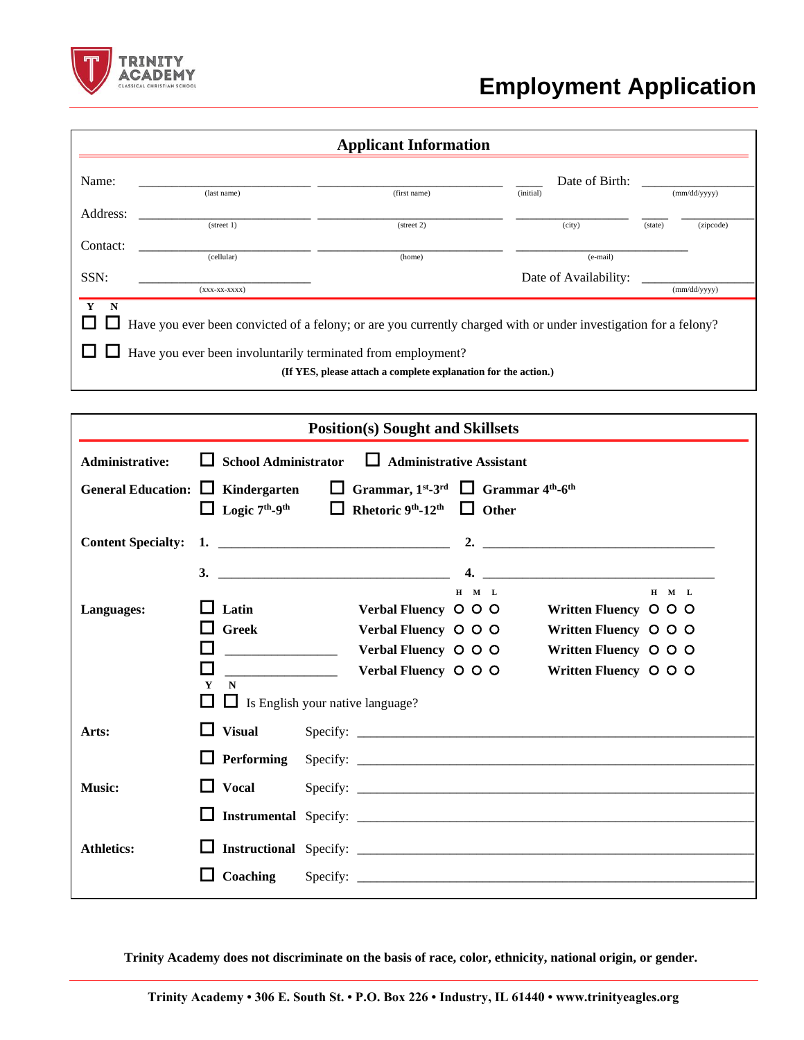TRINITY ACADEMY
CLASSICAL CHRISTIAN SCHOOL

# Employment Application

## Applicant Information

Name: ______________________ (last name) ______________________ (first name) ____ (initial) Date of Birth: ____________ (mm/dd/yyyy)

Address: ______________________ (street 1) ______________________ (street 2) ______________ (city) ____ (state) ________ (zipcode)

Contact: ______________________ (cellular) ______________________ (home) ______________________ (e-mail)

SSN: ______________________ (xxx-xx-xxxx) Date of Availability: ____________ (mm/dd/yyyy)

| Y | N | |
|---|---|---|
| ☐ | ☐ | Have you ever been convicted of a felony; or are you currently charged with or under investigation for a felony? |
| ☐ | ☐ | Have you ever been involuntarily terminated from employment? |

**(If YES, please attach a complete explanation for the action.)**

## Position(s) Sought and Skillsets

**Administrative:** ☐ **School Administrator** ☐ **Administrative Assistant**

**General Education:** ☐ **Kindergarten** ☐ **Grammar, 1st-3rd** ☐ **Grammar 4th-6th** ☐ **Logic 7th-9th** ☐ **Rhetoric 9th-12th** ☐ **Other**

**Content Specialty:** **1.** ______________________ **2.** ______________________ **3.** ______________________ **4.** ______________________

**Languages:**

| | | H M L | | H M L |
|---|---|---|---|---|
| ☐ **Latin** | **Verbal Fluency** | O O O | **Written Fluency** | O O O |
| ☐ **Greek** | **Verbal Fluency** | O O O | **Written Fluency** | O O O |
| ☐ ____________ | **Verbal Fluency** | O O O | **Written Fluency** | O O O |
| ☐ ____________ | **Verbal Fluency** | O O O | **Written Fluency** | O O O |

| Y | N | |
|---|---|---|
| ☐ | ☐ | Is English your native language? |

**Arts:** ☐ **Visual** Specify: ______________________

☐ **Performing** Specify: ______________________

**Music:** ☐ **Vocal** Specify: ______________________

☐ **Instrumental** Specify: ______________________

**Athletics:** ☐ **Instructional** Specify: ______________________

☐ **Coaching** Specify: ______________________

**Trinity Academy does not discriminate on the basis of race, color, ethnicity, national origin, or gender.**

**Trinity Academy • 306 E. South St. • P.O. Box 226 • Industry, IL 61440 • www.trinityeagles.org**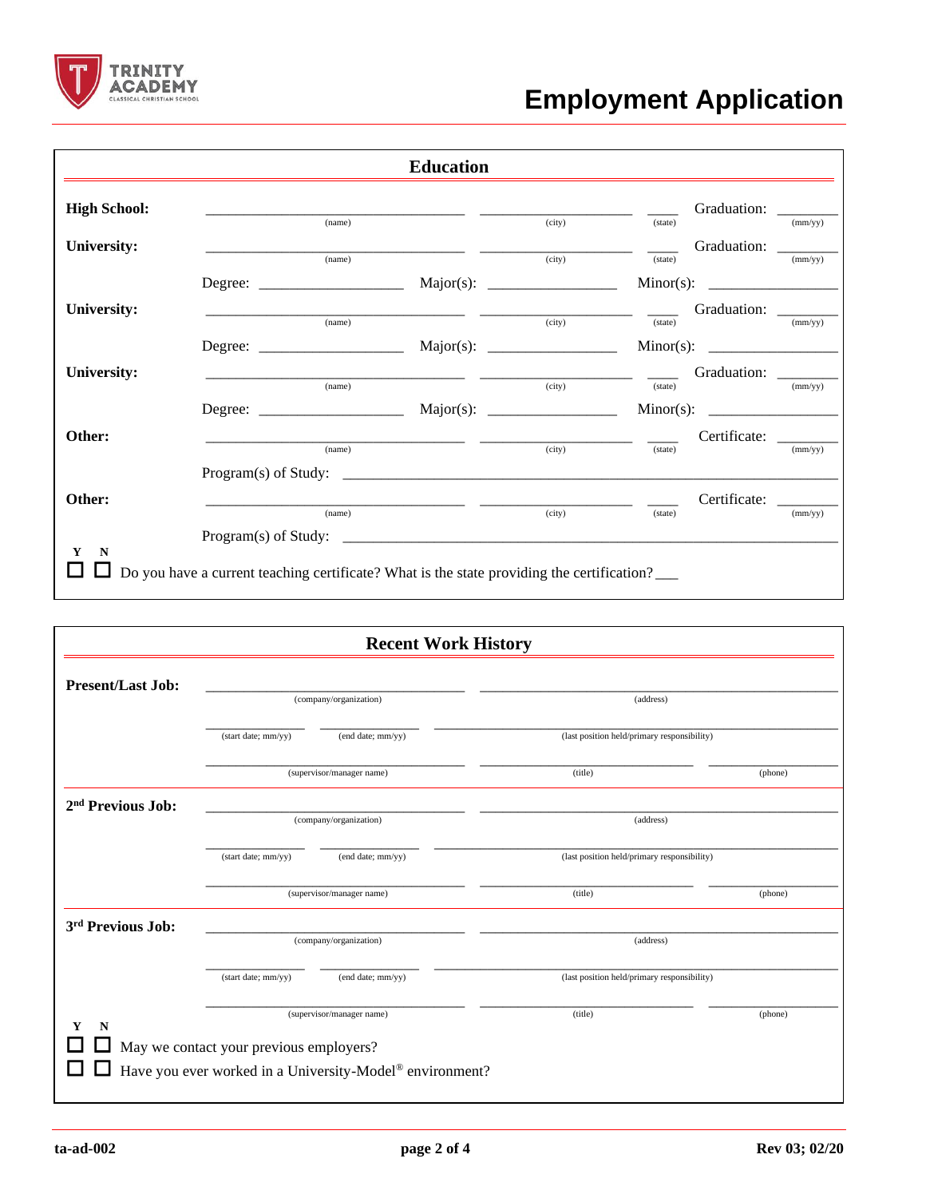# Employment Application

## Education

**High School:** ______________________ (name) ______________ (city) ____ (state) Graduation: ______ (mm/yy)

**University:** ______________________ (name) ______________ (city) ____ (state) Graduation: ______ (mm/yy)

Degree: ______________ Major(s): ______________ Minor(s): ______________

**University:** ______________________ (name) ______________ (city) ____ (state) Graduation: ______ (mm/yy)

Degree: ______________ Major(s): ______________ Minor(s): ______________

**University:** ______________________ (name) ______________ (city) ____ (state) Graduation: ______ (mm/yy)

Degree: ______________ Major(s): ______________ Minor(s): ______________

**Other:** ______________________ (name) ______________ (city) ____ (state) Certificate: ______ (mm/yy)

Program(s) of Study: ______________________________________________

**Other:** ______________________ (name) ______________ (city) ____ (state) Certificate: ______ (mm/yy)

Program(s) of Study: ______________________________________________

| Y | N | |
|---|---|---|
| ☐ | ☐ | Do you have a current teaching certificate? What is the state providing the certification? ___ |

## Recent Work History

**Present/Last Job:**

______________________ (company/organization) ______________________ (address)

__________ (start date; mm/yy) __________ (end date; mm/yy) ______________________ (last position held/primary responsibility)

______________________ (supervisor/manager name) ______________ (title) __________ (phone)

**2nd Previous Job:**

______________________ (company/organization) ______________________ (address)

__________ (start date; mm/yy) __________ (end date; mm/yy) ______________________ (last position held/primary responsibility)

______________________ (supervisor/manager name) ______________ (title) __________ (phone)

**3rd Previous Job:**

______________________ (company/organization) ______________________ (address)

__________ (start date; mm/yy) __________ (end date; mm/yy) ______________________ (last position held/primary responsibility)

______________________ (supervisor/manager name) ______________ (title) __________ (phone)

| Y | N | |
|---|---|---|
| ☐ | ☐ | May we contact your previous employers? |
| ☐ | ☐ | Have you ever worked in a University-Model® environment? |

ta-ad-002 | Rev 03; 02/20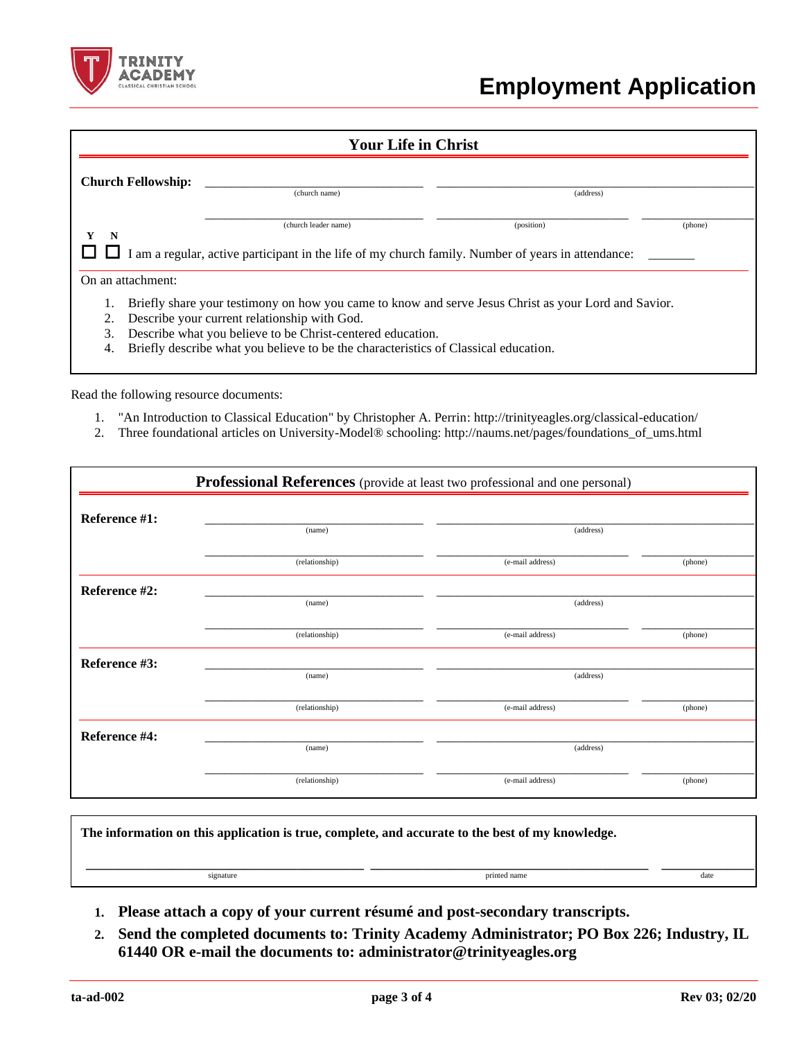TRINITY ACADEMY
CLASSICAL CHRISTIAN SCHOOL

# Employment Application

## Your Life in Christ

**Church Fellowship:** ______________________ (church name) ______________________ (address)

______________________ (church leader name) ______________________ (position) ______________ (phone)

Y N

☐ ☐ I am a regular, active participant in the life of my church family. Number of years in attendance: _______

On an attachment:

1. Briefly share your testimony on how you came to know and serve Jesus Christ as your Lord and Savior.
2. Describe your current relationship with God.
3. Describe what you believe to be Christ-centered education.
4. Briefly describe what you believe to be the characteristics of Classical education.

Read the following resource documents:

1. "An Introduction to Classical Education" by Christopher A. Perrin: http://trinityeagles.org/classical-education/
2. Three foundational articles on University-Model® schooling: http://naums.net/pages/foundations_of_ums.html

## Professional References (provide at least two professional and one personal)

**Reference #1:** ______________________ (name) ______________________ (address)

______________________ (relationship) ______________________ (e-mail address) ______________ (phone)

**Reference #2:** ______________________ (name) ______________________ (address)

______________________ (relationship) ______________________ (e-mail address) ______________ (phone)

**Reference #3:** ______________________ (name) ______________________ (address)

______________________ (relationship) ______________________ (e-mail address) ______________ (phone)

**Reference #4:** ______________________ (name) ______________________ (address)

______________________ (relationship) ______________________ (e-mail address) ______________ (phone)

**The information on this application is true, complete, and accurate to the best of my knowledge.**

______________________ (signature) ______________________ (printed name) ______________ (date)

1. **Please attach a copy of your current résumé and post-secondary transcripts.**
2. **Send the completed documents to: Trinity Academy Administrator; PO Box 226; Industry, IL 61440 OR e-mail the documents to: administrator@trinityeagles.org**

**ta-ad-002** **Rev 03; 02/20**